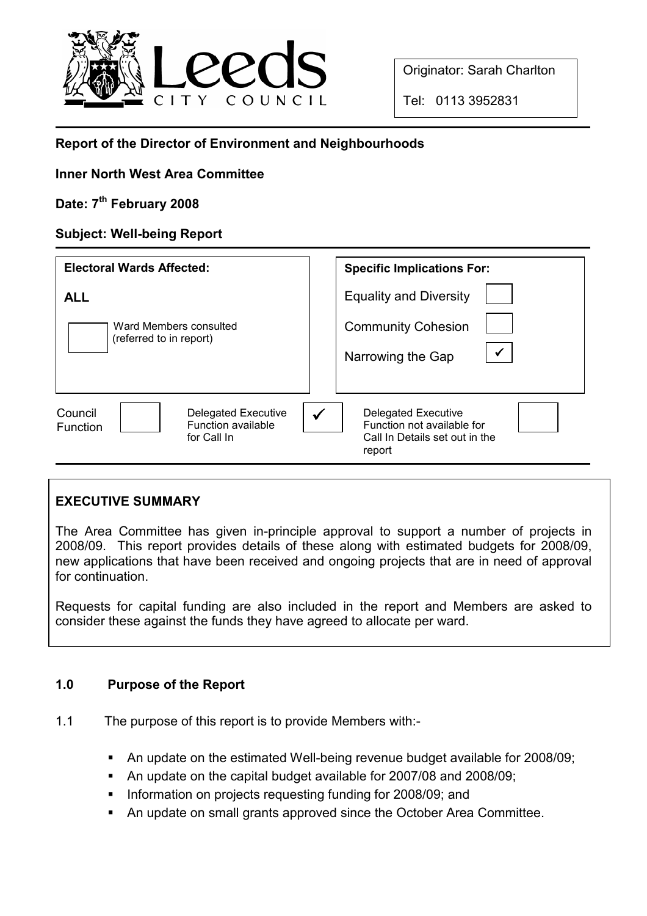Leeds CITY COUNCIL

Originator: Sarah Charlton

Tel: 0113 3952831

**Report of the Director of Environment and Neighbourhoods**

**Inner North West Area Committee**

**Date: 7th February 2008**

**Subject: Well-being Report**

| Electoral Wards Affected: | Specific Implications For: | |
|---|---|---|
| **ALL** | Equality and Diversity | ☐ |
| ☐ Ward Members consulted (referred to in report) | Community Cohesion | ☐ |
| | Narrowing the Gap | ✓ |

| Council Function | ☐ | Delegated Executive Function available for Call In | ✓ | Delegated Executive Function not available for Call In Details set out in the report | ☐ |
|---|---|---|---|---|---|

## EXECUTIVE SUMMARY

The Area Committee has given in-principle approval to support a number of projects in 2008/09. This report provides details of these along with estimated budgets for 2008/09, new applications that have been received and ongoing projects that are in need of approval for continuation.

Requests for capital funding are also included in the report and Members are asked to consider these against the funds they have agreed to allocate per ward.

## 1.0 Purpose of the Report

1.1 The purpose of this report is to provide Members with:-

- An update on the estimated Well-being revenue budget available for 2008/09;
- An update on the capital budget available for 2007/08 and 2008/09;
- Information on projects requesting funding for 2008/09; and
- An update on small grants approved since the October Area Committee.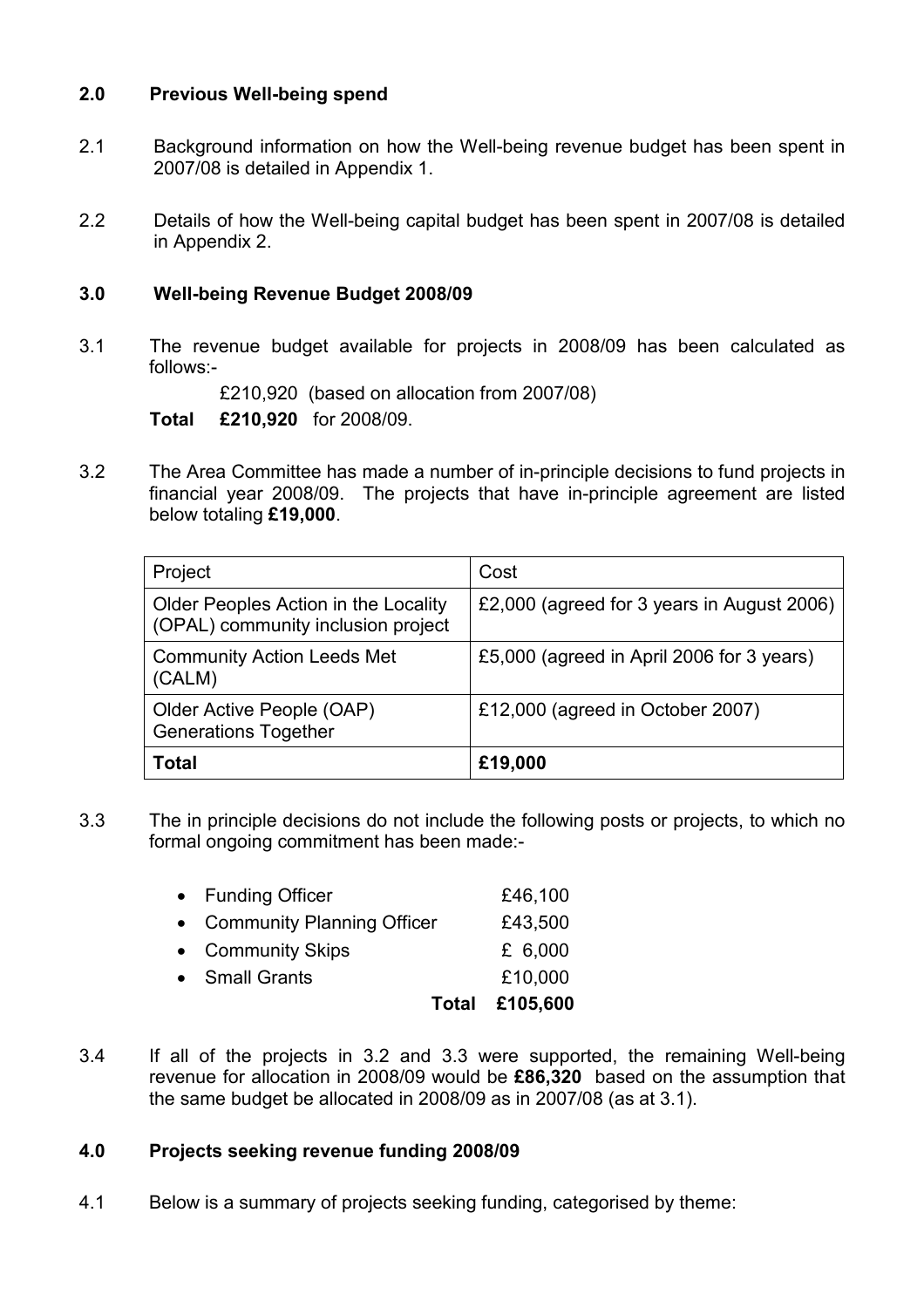## 2.0 Previous Well-being spend

2.1 Background information on how the Well-being revenue budget has been spent in 2007/08 is detailed in Appendix 1.

2.2 Details of how the Well-being capital budget has been spent in 2007/08 is detailed in Appendix 2.

## 3.0 Well-being Revenue Budget 2008/09

3.1 The revenue budget available for projects in 2008/09 has been calculated as follows:-

£210,920 (based on allocation from 2007/08)

**Total £210,920** for 2008/09.

3.2 The Area Committee has made a number of in-principle decisions to fund projects in financial year 2008/09. The projects that have in-principle agreement are listed below totaling **£19,000**.

| Project | Cost |
|---|---|
| Older Peoples Action in the Locality (OPAL) community inclusion project | £2,000 (agreed for 3 years in August 2006) |
| Community Action Leeds Met (CALM) | £5,000 (agreed in April 2006 for 3 years) |
| Older Active People (OAP) Generations Together | £12,000 (agreed in October 2007) |
| **Total** | **£19,000** |

3.3 The in principle decisions do not include the following posts or projects, to which no formal ongoing commitment has been made:-

- Funding Officer £46,100
- Community Planning Officer £43,500
- Community Skips £ 6,000
- Small Grants £10,000

**Total £105,600**

3.4 If all of the projects in 3.2 and 3.3 were supported, the remaining Well-being revenue for allocation in 2008/09 would be **£86,320** based on the assumption that the same budget be allocated in 2008/09 as in 2007/08 (as at 3.1).

## 4.0 Projects seeking revenue funding 2008/09

4.1 Below is a summary of projects seeking funding, categorised by theme: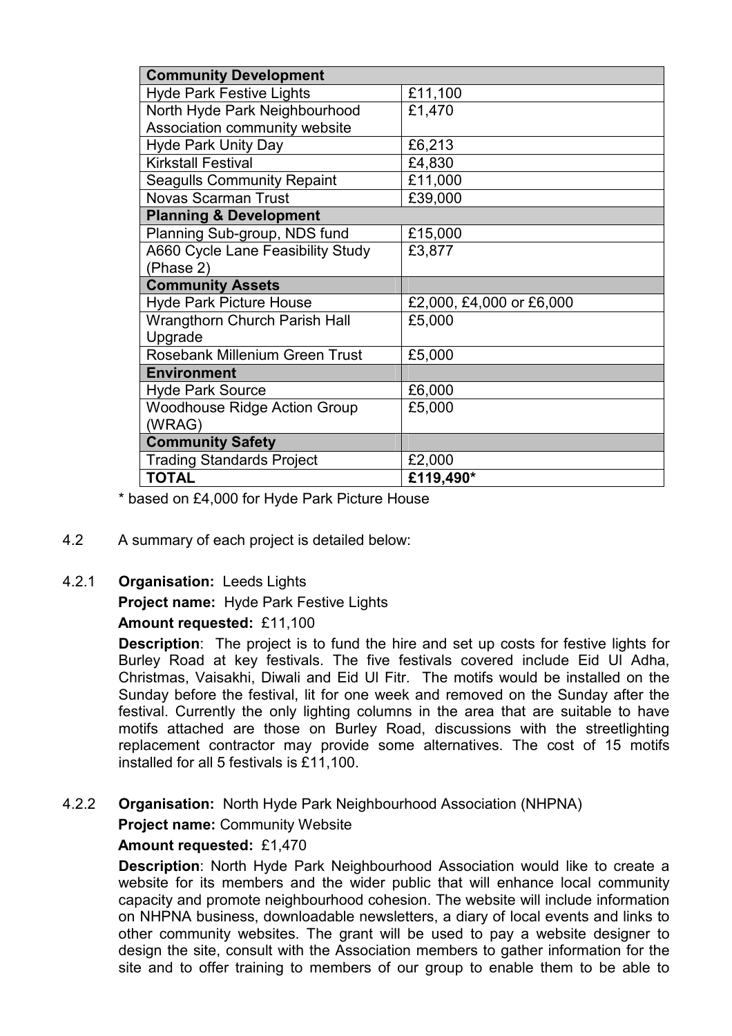| Community Development | |
|---|---|
| Hyde Park Festive Lights | £11,100 |
| North Hyde Park Neighbourhood Association community website | £1,470 |
| Hyde Park Unity Day | £6,213 |
| Kirkstall Festival | £4,830 |
| Seagulls Community Repaint | £11,000 |
| Novas Scarman Trust | £39,000 |
| **Planning & Development** | |
| Planning Sub-group, NDS fund | £15,000 |
| A660 Cycle Lane Feasibility Study (Phase 2) | £3,877 |
| **Community Assets** | |
| Hyde Park Picture House | £2,000, £4,000 or £6,000 |
| Wrangthorn Church Parish Hall Upgrade | £5,000 |
| Rosebank Millenium Green Trust | £5,000 |
| **Environment** | |
| Hyde Park Source | £6,000 |
| Woodhouse Ridge Action Group (WRAG) | £5,000 |
| **Community Safety** | |
| Trading Standards Project | £2,000 |
| **TOTAL** | **£119,490*** |

* based on £4,000 for Hyde Park Picture House

4.2 A summary of each project is detailed below:

4.2.1 **Organisation:** Leeds Lights

**Project name:** Hyde Park Festive Lights

**Amount requested:** £11,100

**Description**: The project is to fund the hire and set up costs for festive lights for Burley Road at key festivals. The five festivals covered include Eid Ul Adha, Christmas, Vaisakhi, Diwali and Eid Ul Fitr. The motifs would be installed on the Sunday before the festival, lit for one week and removed on the Sunday after the festival. Currently the only lighting columns in the area that are suitable to have motifs attached are those on Burley Road, discussions with the streetlighting replacement contractor may provide some alternatives. The cost of 15 motifs installed for all 5 festivals is £11,100.

4.2.2 **Organisation:** North Hyde Park Neighbourhood Association (NHPNA)

**Project name:** Community Website

**Amount requested:** £1,470

**Description**: North Hyde Park Neighbourhood Association would like to create a website for its members and the wider public that will enhance local community capacity and promote neighbourhood cohesion. The website will include information on NHPNA business, downloadable newsletters, a diary of local events and links to other community websites. The grant will be used to pay a website designer to design the site, consult with the Association members to gather information for the site and to offer training to members of our group to enable them to be able to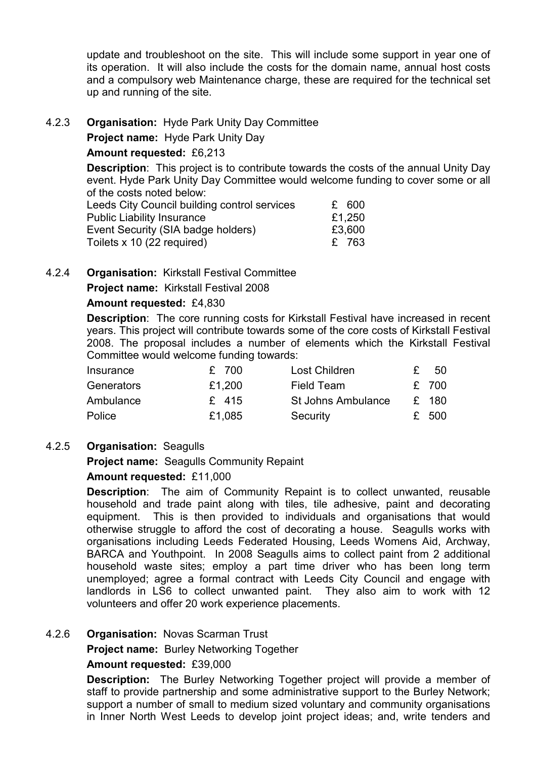update and troubleshoot on the site. This will include some support in year one of its operation. It will also include the costs for the domain name, annual host costs and a compulsory web Maintenance charge, these are required for the technical set up and running of the site.

4.2.3 **Organisation:** Hyde Park Unity Day Committee

**Project name:** Hyde Park Unity Day

**Amount requested:** £6,213

**Description**: This project is to contribute towards the costs of the annual Unity Day event. Hyde Park Unity Day Committee would welcome funding to cover some or all of the costs noted below:

| | |
|---|---|
| Leeds City Council building control services | £ 600 |
| Public Liability Insurance | £1,250 |
| Event Security (SIA badge holders) | £3,600 |
| Toilets x 10 (22 required) | £ 763 |

4.2.4 **Organisation:** Kirkstall Festival Committee

**Project name:** Kirkstall Festival 2008

**Amount requested:** £4,830

**Description**: The core running costs for Kirkstall Festival have increased in recent years. This project will contribute towards some of the core costs of Kirkstall Festival 2008. The proposal includes a number of elements which the Kirkstall Festival Committee would welcome funding towards:

| | | | |
|---|---|---|---|
| Insurance | £ 700 | Lost Children | £ 50 |
| Generators | £1,200 | Field Team | £ 700 |
| Ambulance | £ 415 | St Johns Ambulance | £ 180 |
| Police | £1,085 | Security | £ 500 |

4.2.5 **Organisation:** Seagulls

**Project name:** Seagulls Community Repaint

**Amount requested:** £11,000

**Description**: The aim of Community Repaint is to collect unwanted, reusable household and trade paint along with tiles, tile adhesive, paint and decorating equipment. This is then provided to individuals and organisations that would otherwise struggle to afford the cost of decorating a house. Seagulls works with organisations including Leeds Federated Housing, Leeds Womens Aid, Archway, BARCA and Youthpoint. In 2008 Seagulls aims to collect paint from 2 additional household waste sites; employ a part time driver who has been long term unemployed; agree a formal contract with Leeds City Council and engage with landlords in LS6 to collect unwanted paint. They also aim to work with 12 volunteers and offer 20 work experience placements.

4.2.6 **Organisation:** Novas Scarman Trust

**Project name:** Burley Networking Together

**Amount requested:** £39,000

**Description:** The Burley Networking Together project will provide a member of staff to provide partnership and some administrative support to the Burley Network; support a number of small to medium sized voluntary and community organisations in Inner North West Leeds to develop joint project ideas; and, write tenders and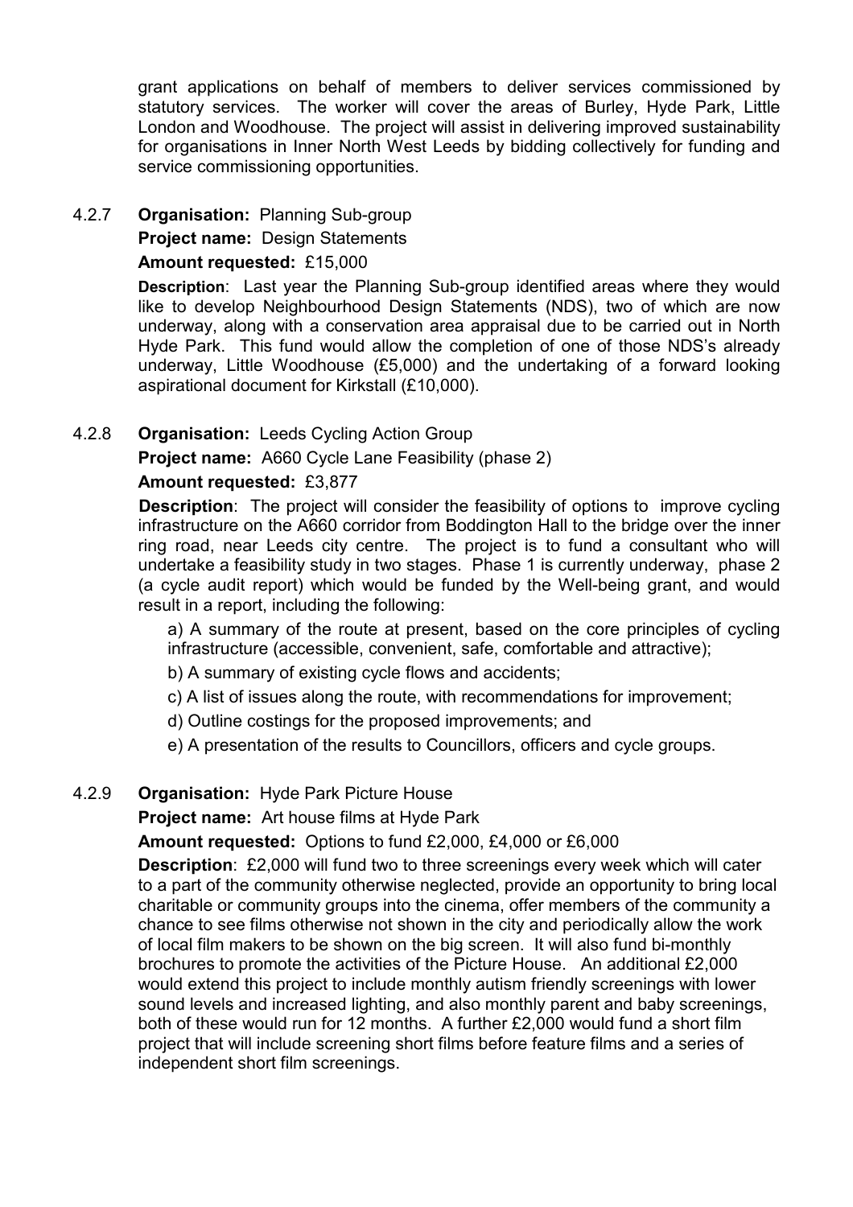grant applications on behalf of members to deliver services commissioned by statutory services. The worker will cover the areas of Burley, Hyde Park, Little London and Woodhouse. The project will assist in delivering improved sustainability for organisations in Inner North West Leeds by bidding collectively for funding and service commissioning opportunities.

4.2.7 **Organisation:** Planning Sub-group

**Project name:** Design Statements

**Amount requested:** £15,000

**Description**: Last year the Planning Sub-group identified areas where they would like to develop Neighbourhood Design Statements (NDS), two of which are now underway, along with a conservation area appraisal due to be carried out in North Hyde Park. This fund would allow the completion of one of those NDS's already underway, Little Woodhouse (£5,000) and the undertaking of a forward looking aspirational document for Kirkstall (£10,000).

4.2.8 **Organisation:** Leeds Cycling Action Group

**Project name:** A660 Cycle Lane Feasibility (phase 2)

**Amount requested:** £3,877

**Description**: The project will consider the feasibility of options to improve cycling infrastructure on the A660 corridor from Boddington Hall to the bridge over the inner ring road, near Leeds city centre. The project is to fund a consultant who will undertake a feasibility study in two stages. Phase 1 is currently underway, phase 2 (a cycle audit report) which would be funded by the Well-being grant, and would result in a report, including the following:

a) A summary of the route at present, based on the core principles of cycling infrastructure (accessible, convenient, safe, comfortable and attractive);

b) A summary of existing cycle flows and accidents;

c) A list of issues along the route, with recommendations for improvement;

d) Outline costings for the proposed improvements; and

e) A presentation of the results to Councillors, officers and cycle groups.

4.2.9 **Organisation:** Hyde Park Picture House

**Project name:** Art house films at Hyde Park

**Amount requested:** Options to fund £2,000, £4,000 or £6,000

**Description**: £2,000 will fund two to three screenings every week which will cater to a part of the community otherwise neglected, provide an opportunity to bring local charitable or community groups into the cinema, offer members of the community a chance to see films otherwise not shown in the city and periodically allow the work of local film makers to be shown on the big screen. It will also fund bi-monthly brochures to promote the activities of the Picture House. An additional £2,000 would extend this project to include monthly autism friendly screenings with lower sound levels and increased lighting, and also monthly parent and baby screenings, both of these would run for 12 months. A further £2,000 would fund a short film project that will include screening short films before feature films and a series of independent short film screenings.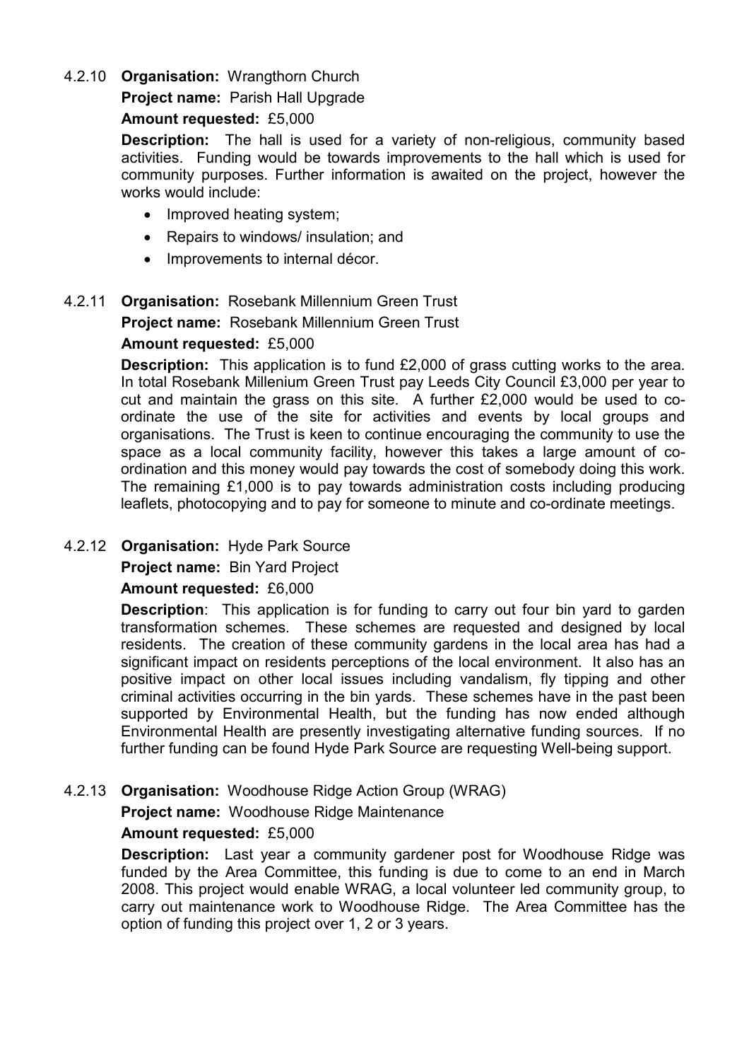4.2.10 **Organisation:** Wrangthorn Church

**Project name:** Parish Hall Upgrade

**Amount requested:** £5,000

**Description:** The hall is used for a variety of non-religious, community based activities. Funding would be towards improvements to the hall which is used for community purposes. Further information is awaited on the project, however the works would include:

- Improved heating system;
- Repairs to windows/ insulation; and
- Improvements to internal décor.

4.2.11 **Organisation:** Rosebank Millennium Green Trust

**Project name:** Rosebank Millennium Green Trust

**Amount requested:** £5,000

**Description:** This application is to fund £2,000 of grass cutting works to the area. In total Rosebank Millenium Green Trust pay Leeds City Council £3,000 per year to cut and maintain the grass on this site. A further £2,000 would be used to co-ordinate the use of the site for activities and events by local groups and organisations. The Trust is keen to continue encouraging the community to use the space as a local community facility, however this takes a large amount of co-ordination and this money would pay towards the cost of somebody doing this work. The remaining £1,000 is to pay towards administration costs including producing leaflets, photocopying and to pay for someone to minute and co-ordinate meetings.

4.2.12 **Organisation:** Hyde Park Source

**Project name:** Bin Yard Project

**Amount requested:** £6,000

**Description**: This application is for funding to carry out four bin yard to garden transformation schemes. These schemes are requested and designed by local residents. The creation of these community gardens in the local area has had a significant impact on residents perceptions of the local environment. It also has an positive impact on other local issues including vandalism, fly tipping and other criminal activities occurring in the bin yards. These schemes have in the past been supported by Environmental Health, but the funding has now ended although Environmental Health are presently investigating alternative funding sources. If no further funding can be found Hyde Park Source are requesting Well-being support.

4.2.13 **Organisation:** Woodhouse Ridge Action Group (WRAG)

**Project name:** Woodhouse Ridge Maintenance

**Amount requested:** £5,000

**Description:** Last year a community gardener post for Woodhouse Ridge was funded by the Area Committee, this funding is due to come to an end in March 2008. This project would enable WRAG, a local volunteer led community group, to carry out maintenance work to Woodhouse Ridge. The Area Committee has the option of funding this project over 1, 2 or 3 years.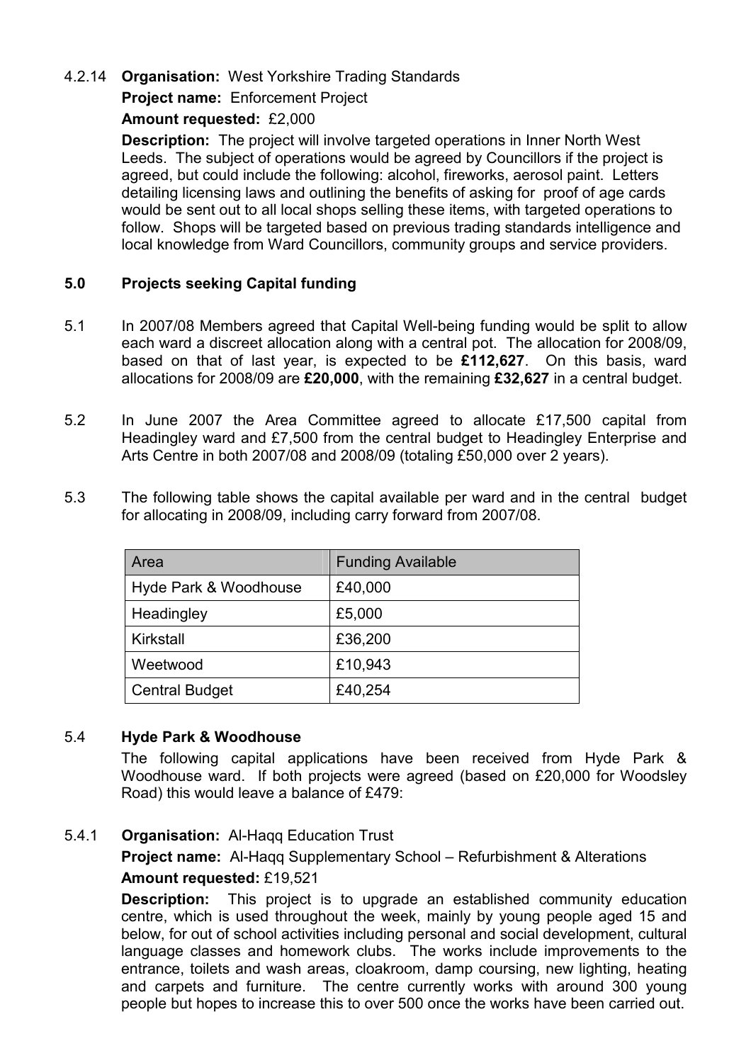4.2.14 **Organisation:** West Yorkshire Trading Standards

**Project name:** Enforcement Project

**Amount requested:** £2,000

**Description:** The project will involve targeted operations in Inner North West Leeds. The subject of operations would be agreed by Councillors if the project is agreed, but could include the following: alcohol, fireworks, aerosol paint. Letters detailing licensing laws and outlining the benefits of asking for proof of age cards would be sent out to all local shops selling these items, with targeted operations to follow. Shops will be targeted based on previous trading standards intelligence and local knowledge from Ward Councillors, community groups and service providers.

## 5.0 Projects seeking Capital funding

5.1 In 2007/08 Members agreed that Capital Well-being funding would be split to allow each ward a discreet allocation along with a central pot. The allocation for 2008/09, based on that of last year, is expected to be **£112,627**. On this basis, ward allocations for 2008/09 are **£20,000**, with the remaining **£32,627** in a central budget.

5.2 In June 2007 the Area Committee agreed to allocate £17,500 capital from Headingley ward and £7,500 from the central budget to Headingley Enterprise and Arts Centre in both 2007/08 and 2008/09 (totaling £50,000 over 2 years).

5.3 The following table shows the capital available per ward and in the central budget for allocating in 2008/09, including carry forward from 2007/08.

| Area | Funding Available |
|---|---|
| Hyde Park & Woodhouse | £40,000 |
| Headingley | £5,000 |
| Kirkstall | £36,200 |
| Weetwood | £10,943 |
| Central Budget | £40,254 |

### 5.4 Hyde Park & Woodhouse

The following capital applications have been received from Hyde Park & Woodhouse ward. If both projects were agreed (based on £20,000 for Woodsley Road) this would leave a balance of £479:

5.4.1 **Organisation:** Al-Haqq Education Trust

**Project name:** Al-Haqq Supplementary School – Refurbishment & Alterations

**Amount requested:** £19,521

**Description:** This project is to upgrade an established community education centre, which is used throughout the week, mainly by young people aged 15 and below, for out of school activities including personal and social development, cultural language classes and homework clubs. The works include improvements to the entrance, toilets and wash areas, cloakroom, damp coursing, new lighting, heating and carpets and furniture. The centre currently works with around 300 young people but hopes to increase this to over 500 once the works have been carried out.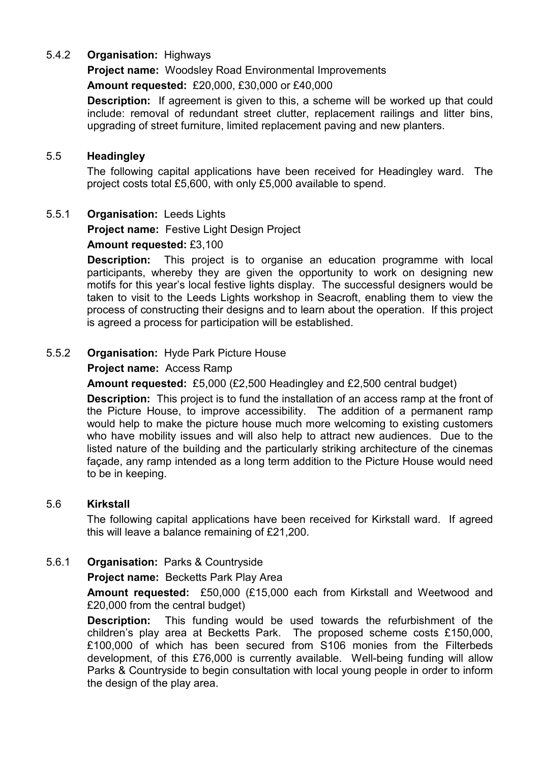5.4.2 **Organisation:** Highways

**Project name:** Woodsley Road Environmental Improvements

**Amount requested:** £20,000, £30,000 or £40,000

**Description:** If agreement is given to this, a scheme will be worked up that could include: removal of redundant street clutter, replacement railings and litter bins, upgrading of street furniture, limited replacement paving and new planters.

5.5 **Headingley**

The following capital applications have been received for Headingley ward. The project costs total £5,600, with only £5,000 available to spend.

5.5.1 **Organisation:** Leeds Lights

**Project name:** Festive Light Design Project

**Amount requested:** £3,100

**Description:** This project is to organise an education programme with local participants, whereby they are given the opportunity to work on designing new motifs for this year's local festive lights display. The successful designers would be taken to visit to the Leeds Lights workshop in Seacroft, enabling them to view the process of constructing their designs and to learn about the operation. If this project is agreed a process for participation will be established.

5.5.2 **Organisation:** Hyde Park Picture House

**Project name:** Access Ramp

**Amount requested:** £5,000 (£2,500 Headingley and £2,500 central budget)

**Description:** This project is to fund the installation of an access ramp at the front of the Picture House, to improve accessibility. The addition of a permanent ramp would help to make the picture house much more welcoming to existing customers who have mobility issues and will also help to attract new audiences. Due to the listed nature of the building and the particularly striking architecture of the cinemas façade, any ramp intended as a long term addition to the Picture House would need to be in keeping.

5.6 **Kirkstall**

The following capital applications have been received for Kirkstall ward. If agreed this will leave a balance remaining of £21,200.

5.6.1 **Organisation:** Parks & Countryside

**Project name:** Becketts Park Play Area

**Amount requested:** £50,000 (£15,000 each from Kirkstall and Weetwood and £20,000 from the central budget)

**Description:** This funding would be used towards the refurbishment of the children's play area at Becketts Park. The proposed scheme costs £150,000, £100,000 of which has been secured from S106 monies from the Filterbeds development, of this £76,000 is currently available. Well-being funding will allow Parks & Countryside to begin consultation with local young people in order to inform the design of the play area.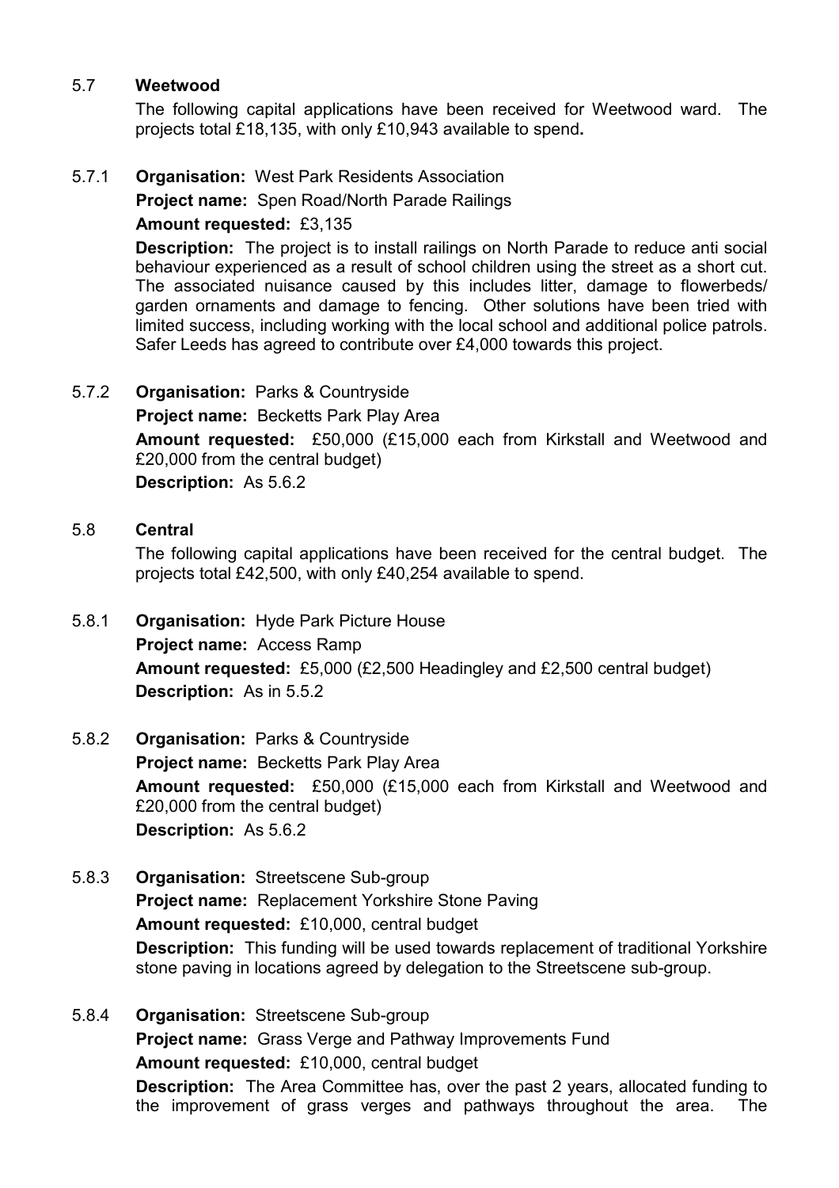### 5.7 Weetwood

The following capital applications have been received for Weetwood ward. The projects total £18,135, with only £10,943 available to spend**.**

5.7.1 **Organisation:** West Park Residents Association

**Project name:** Spen Road/North Parade Railings

**Amount requested:** £3,135

**Description:** The project is to install railings on North Parade to reduce anti social behaviour experienced as a result of school children using the street as a short cut. The associated nuisance caused by this includes litter, damage to flowerbeds/ garden ornaments and damage to fencing. Other solutions have been tried with limited success, including working with the local school and additional police patrols. Safer Leeds has agreed to contribute over £4,000 towards this project.

5.7.2 **Organisation:** Parks & Countryside

**Project name:** Becketts Park Play Area

**Amount requested:** £50,000 (£15,000 each from Kirkstall and Weetwood and £20,000 from the central budget)

**Description:** As 5.6.2

### 5.8 Central

The following capital applications have been received for the central budget. The projects total £42,500, with only £40,254 available to spend.

5.8.1 **Organisation:** Hyde Park Picture House

**Project name:** Access Ramp

**Amount requested:** £5,000 (£2,500 Headingley and £2,500 central budget)

**Description:** As in 5.5.2

5.8.2 **Organisation:** Parks & Countryside

**Project name:** Becketts Park Play Area

**Amount requested:** £50,000 (£15,000 each from Kirkstall and Weetwood and £20,000 from the central budget)

**Description:** As 5.6.2

5.8.3 **Organisation:** Streetscene Sub-group

**Project name:** Replacement Yorkshire Stone Paving

**Amount requested:** £10,000, central budget

**Description:** This funding will be used towards replacement of traditional Yorkshire stone paving in locations agreed by delegation to the Streetscene sub-group.

5.8.4 **Organisation:** Streetscene Sub-group

**Project name:** Grass Verge and Pathway Improvements Fund

**Amount requested:** £10,000, central budget

**Description:** The Area Committee has, over the past 2 years, allocated funding to the improvement of grass verges and pathways throughout the area. The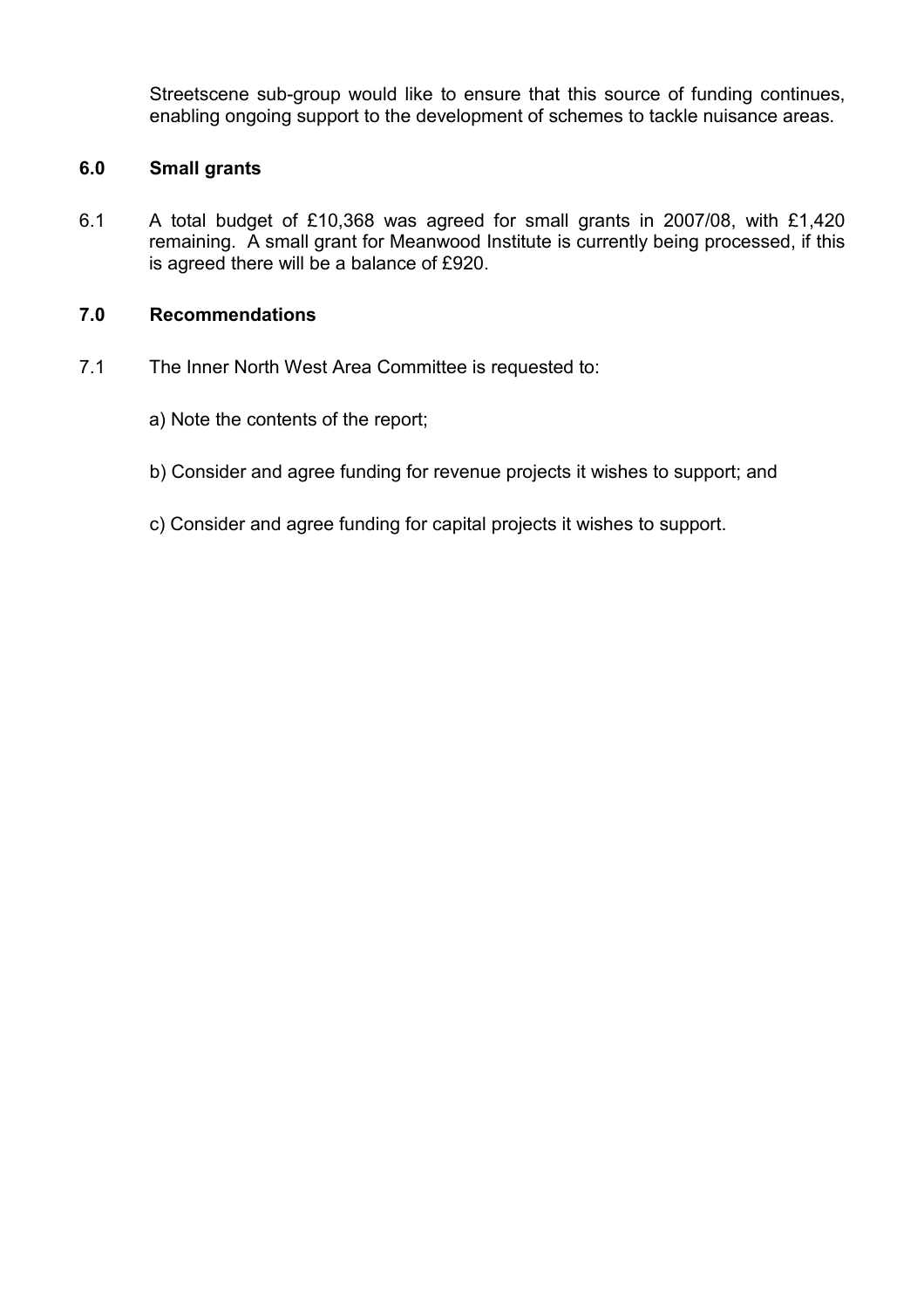Streetscene sub-group would like to ensure that this source of funding continues, enabling ongoing support to the development of schemes to tackle nuisance areas.

## 6.0 Small grants

6.1 A total budget of £10,368 was agreed for small grants in 2007/08, with £1,420 remaining. A small grant for Meanwood Institute is currently being processed, if this is agreed there will be a balance of £920.

## 7.0 Recommendations

7.1 The Inner North West Area Committee is requested to:

a) Note the contents of the report;

b) Consider and agree funding for revenue projects it wishes to support; and

c) Consider and agree funding for capital projects it wishes to support.